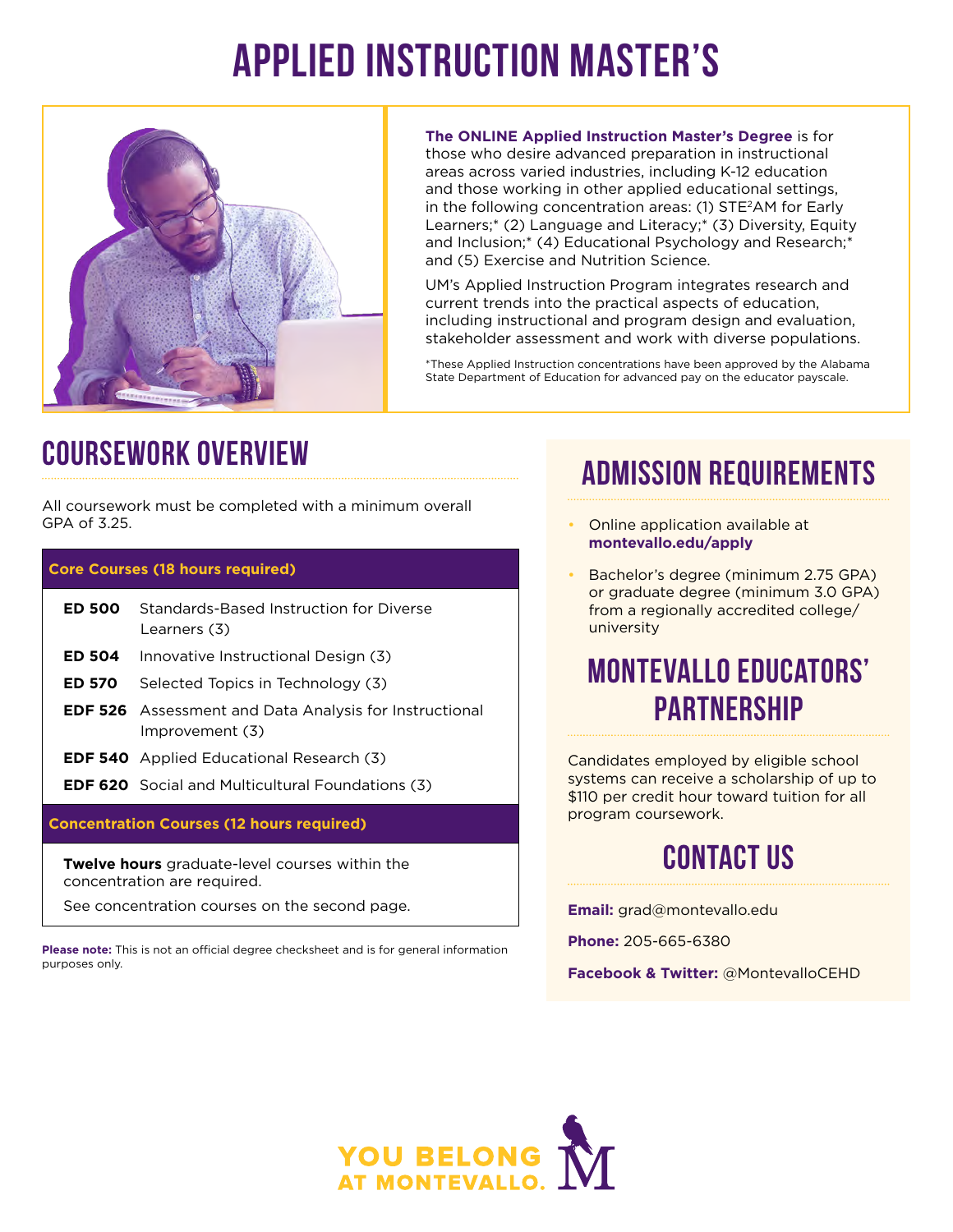# APPLIED INSTRUCTION MASTER'S

**The ONLINE Applied Instruction Master's Degree** is for those who desire advanced preparation in instructional areas across varied industries, including K-12 education and those working in other applied educational settings, in the following concentration areas: (1) STE$^2$AM for Early Learners;* (2) Language and Literacy;* (3) Diversity, Equity and Inclusion;* (4) Educational Psychology and Research;* and (5) Exercise and Nutrition Science.

UM's Applied Instruction Program integrates research and current trends into the practical aspects of education, including instructional and program design and evaluation, stakeholder assessment and work with diverse populations.

*These Applied Instruction concentrations have been approved by the Alabama State Department of Education for advanced pay on the educator payscale.

## COURSEWORK OVERVIEW

All coursework must be completed with a minimum overall GPA of 3.25.

| Core Courses (18 hours required) | |
|---|---|
| **ED 500** | Standards-Based Instruction for Diverse Learners (3) |
| **ED 504** | Innovative Instructional Design (3) |
| **ED 570** | Selected Topics in Technology (3) |
| **EDF 526** | Assessment and Data Analysis for Instructional Improvement (3) |
| **EDF 540** | Applied Educational Research (3) |
| **EDF 620** | Social and Multicultural Foundations (3) |

**Concentration Courses (12 hours required)**

**Twelve hours** graduate-level courses within the concentration are required.

See concentration courses on the second page.

**Please note:** This is not an official degree checksheet and is for general information purposes only.

## ADMISSION REQUIREMENTS

- Online application available at **montevallo.edu/apply**
- Bachelor's degree (minimum 2.75 GPA) or graduate degree (minimum 3.0 GPA) from a regionally accredited college/ university

## MONTEVALLO EDUCATORS' PARTNERSHIP

Candidates employed by eligible school systems can receive a scholarship of up to $110 per credit hour toward tuition for all program coursework.

## CONTACT US

**Email:** grad@montevallo.edu

**Phone:** 205-665-6380

**Facebook & Twitter:** @MontevalloCEHD

YOU BELONG AT MONTEVALLO.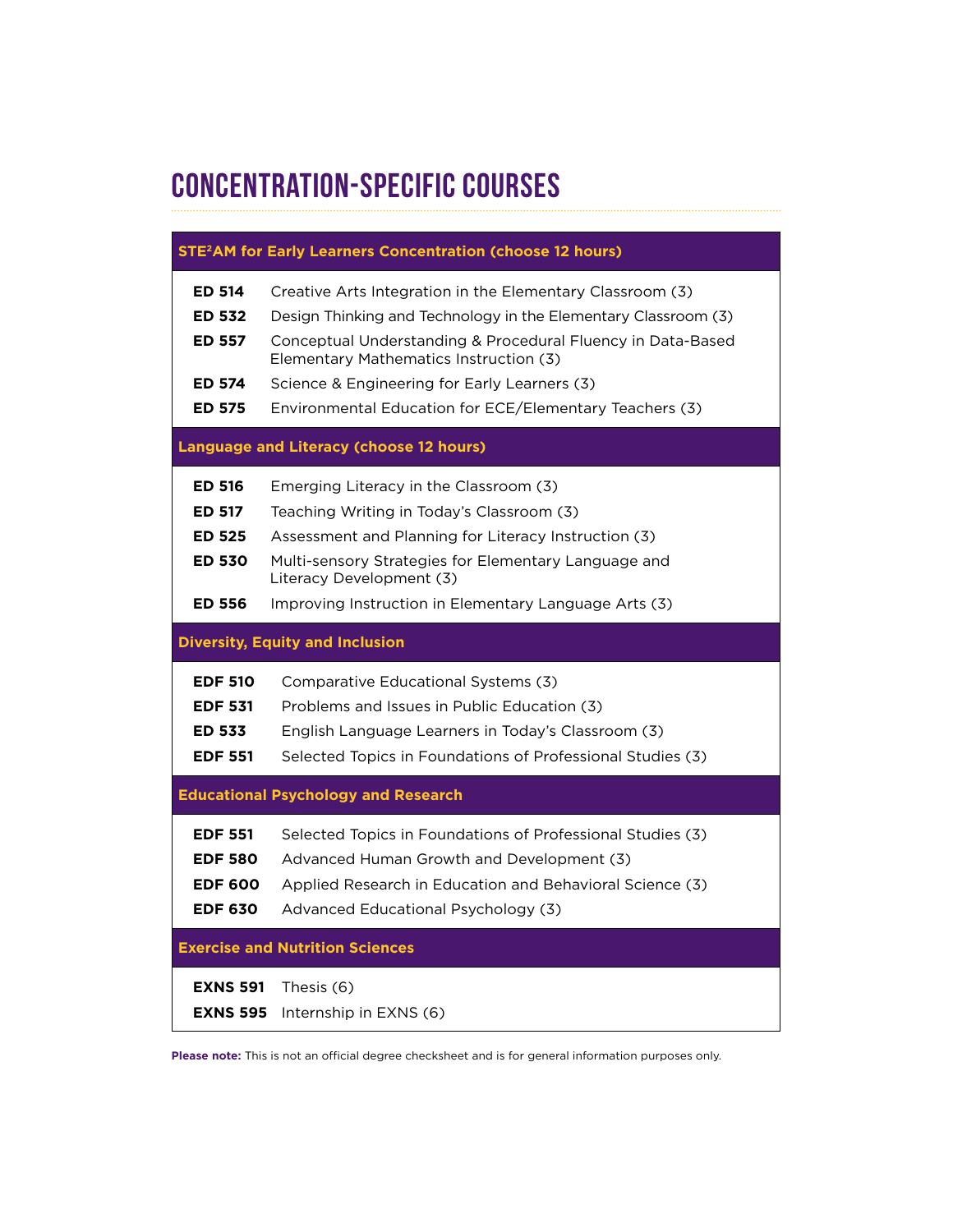# CONCENTRATION-SPECIFIC COURSES

| STE²AM for Early Learners Concentration (choose 12 hours) | |
|---|---|
| **ED 514** | Creative Arts Integration in the Elementary Classroom (3) |
| **ED 532** | Design Thinking and Technology in the Elementary Classroom (3) |
| **ED 557** | Conceptual Understanding & Procedural Fluency in Data-Based Elementary Mathematics Instruction (3) |
| **ED 574** | Science & Engineering for Early Learners (3) |
| **ED 575** | Environmental Education for ECE/Elementary Teachers (3) |
| **Language and Literacy (choose 12 hours)** | |
| **ED 516** | Emerging Literacy in the Classroom (3) |
| **ED 517** | Teaching Writing in Today's Classroom (3) |
| **ED 525** | Assessment and Planning for Literacy Instruction (3) |
| **ED 530** | Multi-sensory Strategies for Elementary Language and Literacy Development (3) |
| **ED 556** | Improving Instruction in Elementary Language Arts (3) |
| **Diversity, Equity and Inclusion** | |
| **EDF 510** | Comparative Educational Systems (3) |
| **EDF 531** | Problems and Issues in Public Education (3) |
| **ED 533** | English Language Learners in Today's Classroom (3) |
| **EDF 551** | Selected Topics in Foundations of Professional Studies (3) |
| **Educational Psychology and Research** | |
| **EDF 551** | Selected Topics in Foundations of Professional Studies (3) |
| **EDF 580** | Advanced Human Growth and Development (3) |
| **EDF 600** | Applied Research in Education and Behavioral Science (3) |
| **EDF 630** | Advanced Educational Psychology (3) |
| **Exercise and Nutrition Sciences** | |
| **EXNS 591** | Thesis (6) |
| **EXNS 595** | Internship in EXNS (6) |

**Please note:** This is not an official degree checksheet and is for general information purposes only.